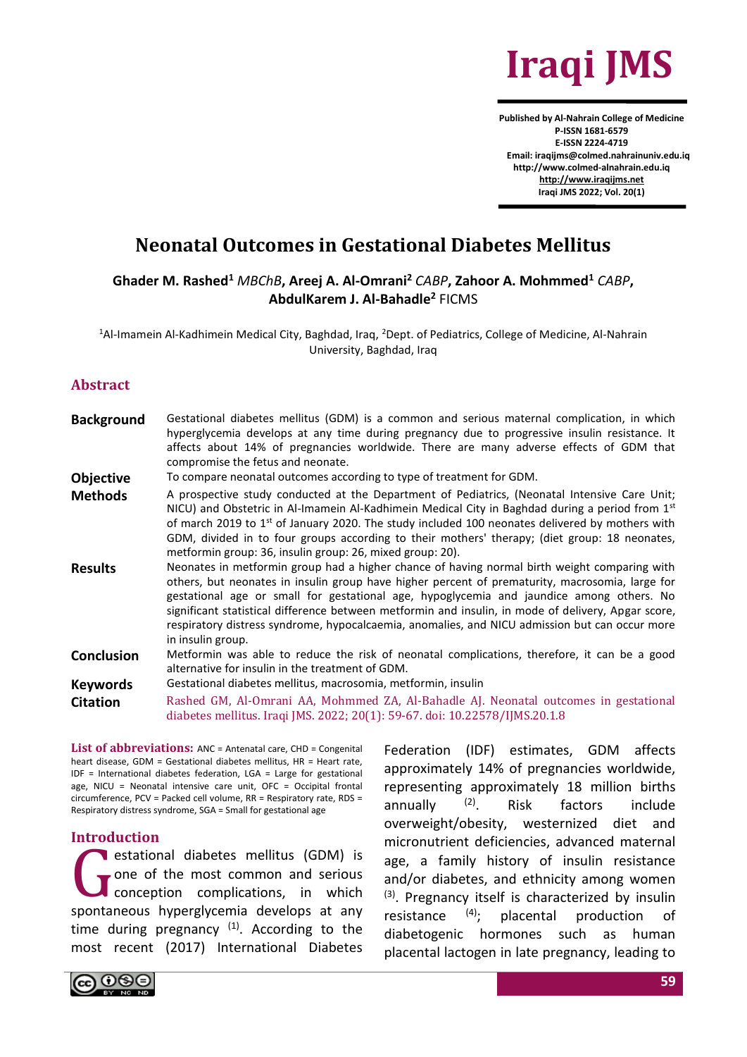# Neonatal Outcomes in Gestational Diabetes Mellitus

**Ghader M. Rashed[1]** *MBChB*, **Areej A. Al-Omrani[2]** *CABP*, **Zahoor A. Mohmmed[1]** *CABP*, **AbdulKarem J. Al-Bahadle[2]** FICMS

[1]Al-Imamein Al-Kadhimein Medical City, Baghdad, Iraq, [2]Dept. of Pediatrics, College of Medicine, Al-Nahrain University, Baghdad, Iraq

## Abstract

**Background** Gestational diabetes mellitus (GDM) is a common and serious maternal complication, in which hyperglycemia develops at any time during pregnancy due to progressive insulin resistance. It affects about 14% of pregnancies worldwide. There are many adverse effects of GDM that compromise the fetus and neonate.

**Objective** To compare neonatal outcomes according to type of treatment for GDM.

**Methods** A prospective study conducted at the Department of Pediatrics, (Neonatal Intensive Care Unit; NICU) and Obstetric in Al-Imamein Al-Kadhimein Medical City in Baghdad during a period from 1st of march 2019 to 1st of January 2020. The study included 100 neonates delivered by mothers with GDM, divided in to four groups according to their mothers' therapy; (diet group: 18 neonates, metformin group: 36, insulin group: 26, mixed group: 20).

**Results** Neonates in metformin group had a higher chance of having normal birth weight comparing with others, but neonates in insulin group have higher percent of prematurity, macrosomia, large for gestational age or small for gestational age, hypoglycemia and jaundice among others. No significant statistical difference between metformin and insulin, in mode of delivery, Apgar score, respiratory distress syndrome, hypocalcaemia, anomalies, and NICU admission but can occur more in insulin group.

**Conclusion** Metformin was able to reduce the risk of neonatal complications, therefore, it can be a good alternative for insulin in the treatment of GDM.

**Keywords** Gestational diabetes mellitus, macrosomia, metformin, insulin

**Citation** Rashed GM, Al-Omrani AA, Mohmmed ZA, Al-Bahadle AJ. Neonatal outcomes in gestational diabetes mellitus. Iraqi JMS. 2022; 20(1): 59-67. doi: 10.22578/IJMS.20.1.8

**List of abbreviations:** ANC = Antenatal care, CHD = Congenital heart disease, GDM = Gestational diabetes mellitus, HR = Heart rate, IDF = International diabetes federation, LGA = Large for gestational age, NICU = Neonatal intensive care unit, OFC = Occipital frontal circumference, PCV = Packed cell volume, RR = Respiratory rate, RDS = Respiratory distress syndrome, SGA = Small for gestational age

## Introduction

Gestational diabetes mellitus (GDM) is one of the most common and serious conception complications, in which spontaneous hyperglycemia develops at any time during pregnancy [1]. According to the most recent (2017) International Diabetes Federation (IDF) estimates, GDM affects approximately 14% of pregnancies worldwide, representing approximately 18 million births annually [2]. Risk factors include overweight/obesity, westernized diet and micronutrient deficiencies, advanced maternal age, a family history of insulin resistance and/or diabetes, and ethnicity among women [3]. Pregnancy itself is characterized by insulin resistance [4]; placental production of diabetogenic hormones such as human placental lactogen in late pregnancy, leading to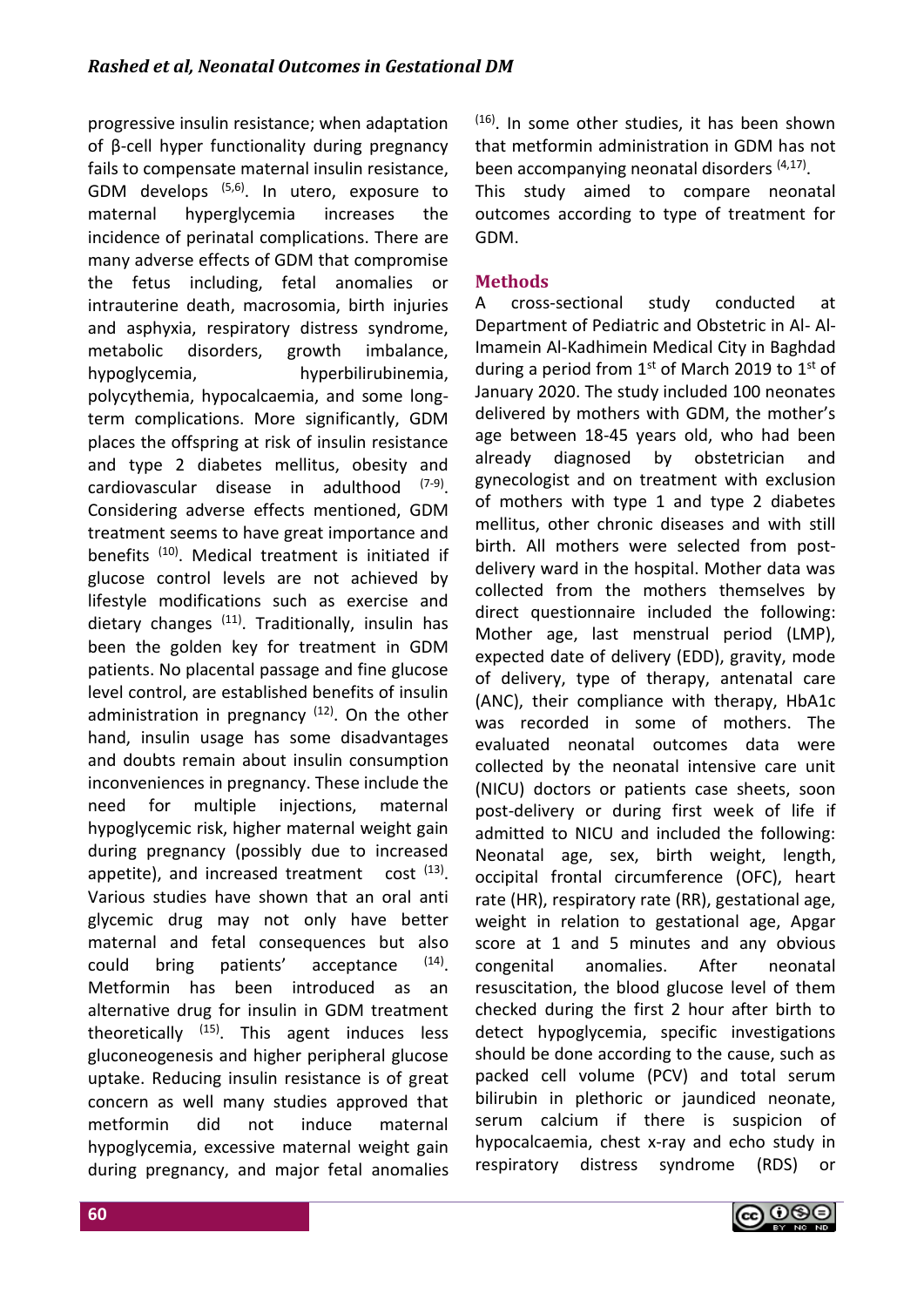progressive insulin resistance; when adaptation of β-cell hyper functionality during pregnancy fails to compensate maternal insulin resistance, GDM develops [5,6]. In utero, exposure to maternal hyperglycemia increases the incidence of perinatal complications. There are many adverse effects of GDM that compromise the fetus including, fetal anomalies or intrauterine death, macrosomia, birth injuries and asphyxia, respiratory distress syndrome, metabolic disorders, growth imbalance, hypoglycemia, hyperbilirubinemia, polycythemia, hypocalcaemia, and some long-term complications. More significantly, GDM places the offspring at risk of insulin resistance and type 2 diabetes mellitus, obesity and cardiovascular disease in adulthood [7-9]. Considering adverse effects mentioned, GDM treatment seems to have great importance and benefits [10]. Medical treatment is initiated if glucose control levels are not achieved by lifestyle modifications such as exercise and dietary changes [11]. Traditionally, insulin has been the golden key for treatment in GDM patients. No placental passage and fine glucose level control, are established benefits of insulin administration in pregnancy [12]. On the other hand, insulin usage has some disadvantages and doubts remain about insulin consumption inconveniences in pregnancy. These include the need for multiple injections, maternal hypoglycemic risk, higher maternal weight gain during pregnancy (possibly due to increased appetite), and increased treatment cost [13]. Various studies have shown that an oral anti glycemic drug may not only have better maternal and fetal consequences but also could bring patients' acceptance [14]. Metformin has been introduced as an alternative drug for insulin in GDM treatment theoretically [15]. This agent induces less gluconeogenesis and higher peripheral glucose uptake. Reducing insulin resistance is of great concern as well many studies approved that metformin did not induce maternal hypoglycemia, excessive maternal weight gain during pregnancy, and major fetal anomalies [16]. In some other studies, it has been shown that metformin administration in GDM has not been accompanying neonatal disorders [4,17].

This study aimed to compare neonatal outcomes according to type of treatment for GDM.

## Methods

A cross-sectional study conducted at Department of Pediatric and Obstetric in Al- Al-Imamein Al-Kadhimein Medical City in Baghdad during a period from 1st of March 2019 to 1st of January 2020. The study included 100 neonates delivered by mothers with GDM, the mother's age between 18-45 years old, who had been already diagnosed by obstetrician and gynecologist and on treatment with exclusion of mothers with type 1 and type 2 diabetes mellitus, other chronic diseases and with still birth. All mothers were selected from post-delivery ward in the hospital. Mother data was collected from the mothers themselves by direct questionnaire included the following: Mother age, last menstrual period (LMP), expected date of delivery (EDD), gravity, mode of delivery, type of therapy, antenatal care (ANC), their compliance with therapy, HbA1c was recorded in some of mothers. The evaluated neonatal outcomes data were collected by the neonatal intensive care unit (NICU) doctors or patients case sheets, soon post-delivery or during first week of life if admitted to NICU and included the following: Neonatal age, sex, birth weight, length, occipital frontal circumference (OFC), heart rate (HR), respiratory rate (RR), gestational age, weight in relation to gestational age, Apgar score at 1 and 5 minutes and any obvious congenital anomalies. After neonatal resuscitation, the blood glucose level of them checked during the first 2 hour after birth to detect hypoglycemia, specific investigations should be done according to the cause, such as packed cell volume (PCV) and total serum bilirubin in plethoric or jaundiced neonate, serum calcium if there is suspicion of hypocalcaemia, chest x-ray and echo study in respiratory distress syndrome (RDS) or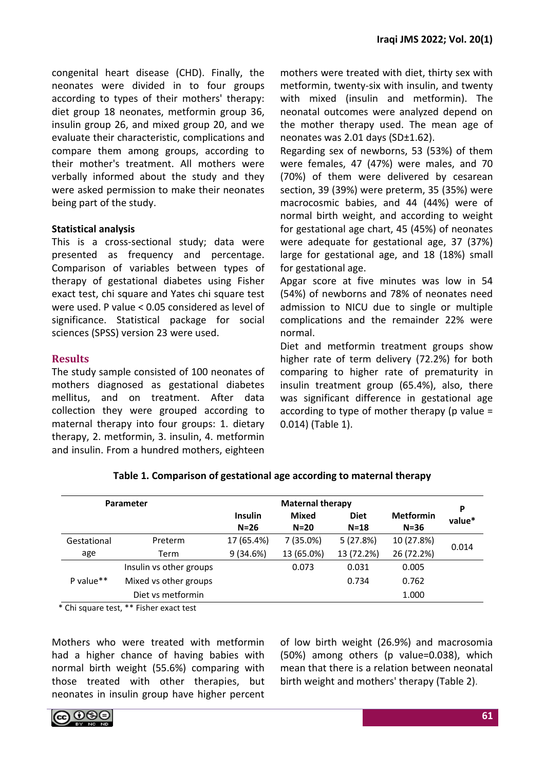congenital heart disease (CHD). Finally, the neonates were divided in to four groups according to types of their mothers' therapy: diet group 18 neonates, metformin group 36, insulin group 26, and mixed group 20, and we evaluate their characteristic, complications and compare them among groups, according to their mother's treatment. All mothers were verbally informed about the study and they were asked permission to make their neonates being part of the study.

**Statistical analysis**

This is a cross-sectional study; data were presented as frequency and percentage. Comparison of variables between types of therapy of gestational diabetes using Fisher exact test, chi square and Yates chi square test were used. P value < 0.05 considered as level of significance. Statistical package for social sciences (SPSS) version 23 were used.

## Results

The study sample consisted of 100 neonates of mothers diagnosed as gestational diabetes mellitus, and on treatment. After data collection they were grouped according to maternal therapy into four groups: 1. dietary therapy, 2. metformin, 3. insulin, 4. metformin and insulin. From a hundred mothers, eighteen mothers were treated with diet, thirty sex with metformin, twenty-six with insulin, and twenty with mixed (insulin and metformin). The neonatal outcomes were analyzed depend on the mother therapy used. The mean age of neonates was 2.01 days (SD±1.62).

Regarding sex of newborns, 53 (53%) of them were females, 47 (47%) were males, and 70 (70%) of them were delivered by cesarean section, 39 (39%) were preterm, 35 (35%) were macrocosmic babies, and 44 (44%) were of normal birth weight, and according to weight for gestational age chart, 45 (45%) of neonates were adequate for gestational age, 37 (37%) large for gestational age, and 18 (18%) small for gestational age.

Apgar score at five minutes was low in 54 (54%) of newborns and 78% of neonates need admission to NICU due to single or multiple complications and the remainder 22% were normal.

Diet and metformin treatment groups show higher rate of term delivery (72.2%) for both comparing to higher rate of prematurity in insulin treatment group (65.4%), also, there was significant difference in gestational age according to type of mother therapy (p value = 0.014) (Table 1).

**Table 1. Comparison of gestational age according to maternal therapy**

| Parameter | | Maternal therapy | | | | P value* |
|---|---|---|---|---|---|---|
| | | Insulin N=26 | Mixed N=20 | Diet N=18 | Metformin N=36 | |
| Gestational age | Preterm | 17 (65.4%) | 7 (35.0%) | 5 (27.8%) | 10 (27.8%) | 0.014 |
| | Term | 9 (34.6%) | 13 (65.0%) | 13 (72.2%) | 26 (72.2%) | |
| P value** | Insulin vs other groups | | 0.073 | 0.031 | 0.005 | |
| | Mixed vs other groups | | | 0.734 | 0.762 | |
| | Diet vs metformin | | | | 1.000 | |

\* Chi square test, ** Fisher exact test

Mothers who were treated with metformin had a higher chance of having babies with normal birth weight (55.6%) comparing with those treated with other therapies, but neonates in insulin group have higher percent of low birth weight (26.9%) and macrosomia (50%) among others (p value=0.038), which mean that there is a relation between neonatal birth weight and mothers' therapy (Table 2).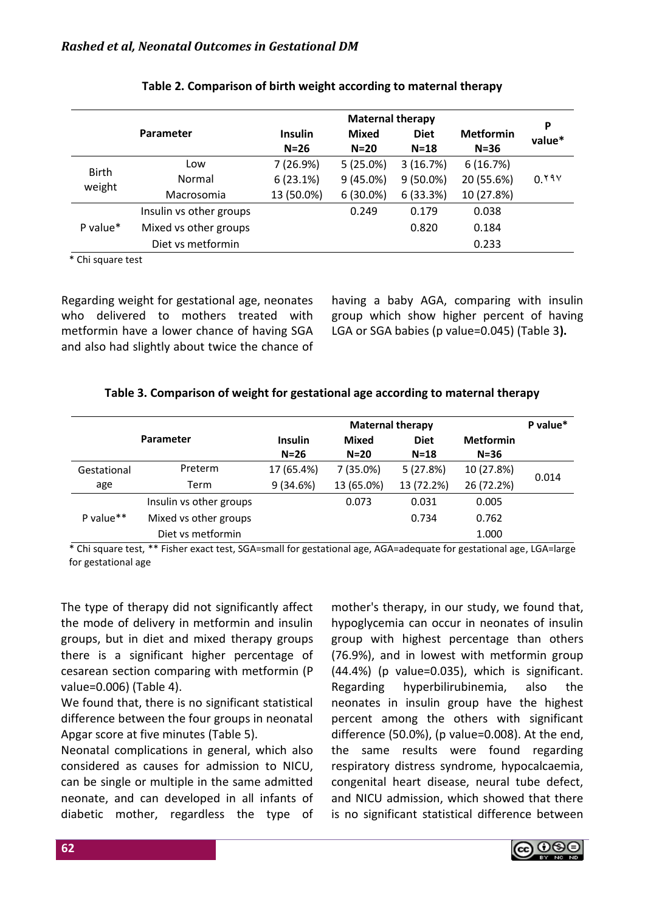**Table 2. Comparison of birth weight according to maternal therapy**

| Parameter | | Maternal therapy | | | | P value* |
|---|---|---|---|---|---|---|
| | | Insulin N=26 | Mixed N=20 | Diet N=18 | Metformin N=36 | |
| Birth weight | Low | 7 (26.9%) | 5 (25.0%) | 3 (16.7%) | 6 (16.7%) | 0.٢٩٧ |
| | Normal | 6 (23.1%) | 9 (45.0%) | 9 (50.0%) | 20 (55.6%) | |
| | Macrosomia | 13 (50.0%) | 6 (30.0%) | 6 (33.3%) | 10 (27.8%) | |
| P value* | Insulin vs other groups | | 0.249 | 0.179 | 0.038 | |
| | Mixed vs other groups | | | 0.820 | 0.184 | |
| | Diet vs metformin | | | | 0.233 | |

* Chi square test

Regarding weight for gestational age, neonates who delivered to mothers treated with metformin have a lower chance of having SGA and also had slightly about twice the chance of having a baby AGA, comparing with insulin group which show higher percent of having LGA or SGA babies (p value=0.045) (Table 3**).**

**Table 3. Comparison of weight for gestational age according to maternal therapy**

| Parameter | | Maternal therapy | | | | P value* |
|---|---|---|---|---|---|---|
| | | Insulin N=26 | Mixed N=20 | Diet N=18 | Metformin N=36 | |
| Gestational age | Preterm | 17 (65.4%) | 7 (35.0%) | 5 (27.8%) | 10 (27.8%) | 0.014 |
| | Term | 9 (34.6%) | 13 (65.0%) | 13 (72.2%) | 26 (72.2%) | |
| P value** | Insulin vs other groups | | 0.073 | 0.031 | 0.005 | |
| | Mixed vs other groups | | | 0.734 | 0.762 | |
| | Diet vs metformin | | | | 1.000 | |

* Chi square test, ** Fisher exact test, SGA=small for gestational age, AGA=adequate for gestational age, LGA=large for gestational age

The type of therapy did not significantly affect the mode of delivery in metformin and insulin groups, but in diet and mixed therapy groups there is a significant higher percentage of cesarean section comparing with metformin (P value=0.006) (Table 4).

We found that, there is no significant statistical difference between the four groups in neonatal Apgar score at five minutes (Table 5).

Neonatal complications in general, which also considered as causes for admission to NICU, can be single or multiple in the same admitted neonate, and can developed in all infants of diabetic mother, regardless the type of mother's therapy, in our study, we found that, hypoglycemia can occur in neonates of insulin group with highest percentage than others (76.9%), and in lowest with metformin group (44.4%) (p value=0.035), which is significant. Regarding hyperbilirubinemia, also the neonates in insulin group have the highest percent among the others with significant difference (50.0%), (p value=0.008). At the end, the same results were found regarding respiratory distress syndrome, hypocalcaemia, congenital heart disease, neural tube defect, and NICU admission, which showed that there is no significant statistical difference between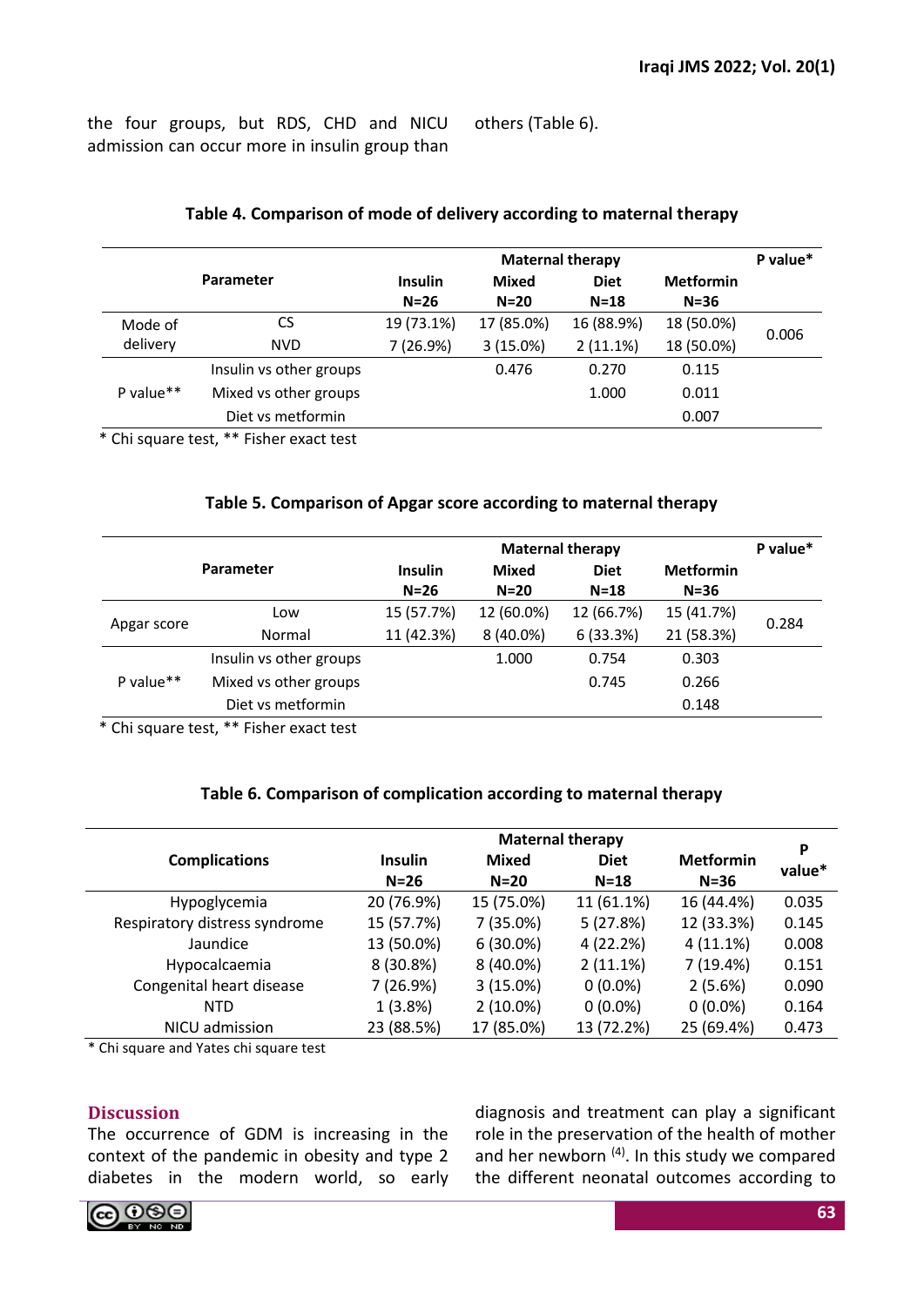the four groups, but RDS, CHD and NICU admission can occur more in insulin group than others (Table 6).

**Table 4. Comparison of mode of delivery according to maternal therapy**

| Parameter | | Maternal therapy | | | | P value* |
|---|---|---|---|---|---|---|
| | | Insulin N=26 | Mixed N=20 | Diet N=18 | Metformin N=36 | |
| Mode of delivery | CS | 19 (73.1%) | 17 (85.0%) | 16 (88.9%) | 18 (50.0%) | 0.006 |
| | NVD | 7 (26.9%) | 3 (15.0%) | 2 (11.1%) | 18 (50.0%) | |
| P value** | Insulin vs other groups | | 0.476 | 0.270 | 0.115 | |
| | Mixed vs other groups | | | 1.000 | 0.011 | |
| | Diet vs metformin | | | | 0.007 | |

* Chi square test, ** Fisher exact test

**Table 5. Comparison of Apgar score according to maternal therapy**

| Parameter | | Maternal therapy | | | | P value* |
|---|---|---|---|---|---|---|
| | | Insulin N=26 | Mixed N=20 | Diet N=18 | Metformin N=36 | |
| Apgar score | Low | 15 (57.7%) | 12 (60.0%) | 12 (66.7%) | 15 (41.7%) | 0.284 |
| | Normal | 11 (42.3%) | 8 (40.0%) | 6 (33.3%) | 21 (58.3%) | |
| P value** | Insulin vs other groups | | 1.000 | 0.754 | 0.303 | |
| | Mixed vs other groups | | | 0.745 | 0.266 | |
| | Diet vs metformin | | | | 0.148 | |

* Chi square test, ** Fisher exact test

**Table 6. Comparison of complication according to maternal therapy**

| Complications | Maternal therapy | | | | P value* |
|---|---|---|---|---|---|
| | Insulin N=26 | Mixed N=20 | Diet N=18 | Metformin N=36 | |
| Hypoglycemia | 20 (76.9%) | 15 (75.0%) | 11 (61.1%) | 16 (44.4%) | 0.035 |
| Respiratory distress syndrome | 15 (57.7%) | 7 (35.0%) | 5 (27.8%) | 12 (33.3%) | 0.145 |
| Jaundice | 13 (50.0%) | 6 (30.0%) | 4 (22.2%) | 4 (11.1%) | 0.008 |
| Hypocalcaemia | 8 (30.8%) | 8 (40.0%) | 2 (11.1%) | 7 (19.4%) | 0.151 |
| Congenital heart disease | 7 (26.9%) | 3 (15.0%) | 0 (0.0%) | 2 (5.6%) | 0.090 |
| NTD | 1 (3.8%) | 2 (10.0%) | 0 (0.0%) | 0 (0.0%) | 0.164 |
| NICU admission | 23 (88.5%) | 17 (85.0%) | 13 (72.2%) | 25 (69.4%) | 0.473 |

* Chi square and Yates chi square test

## Discussion

The occurrence of GDM is increasing in the context of the pandemic in obesity and type 2 diabetes in the modern world, so early diagnosis and treatment can play a significant role in the preservation of the health of mother and her newborn [4]. In this study we compared the different neonatal outcomes according to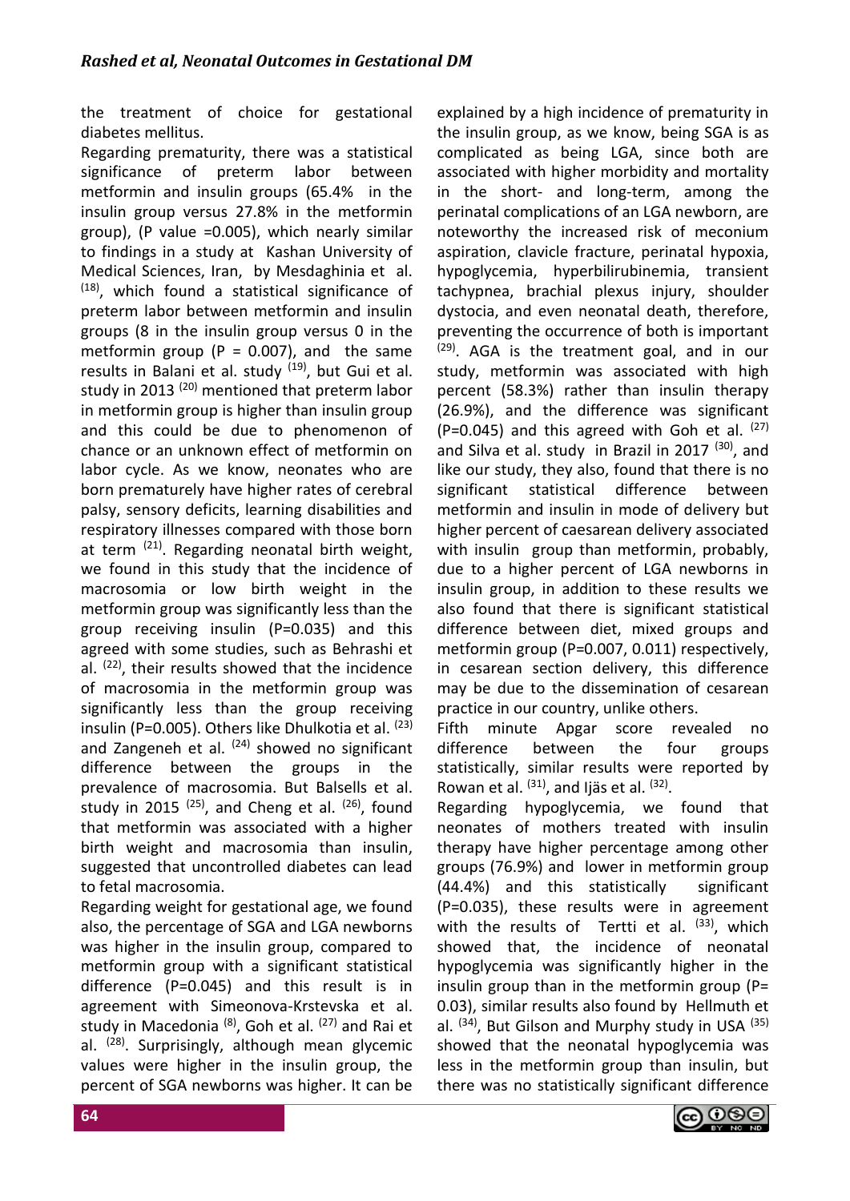the treatment of choice for gestational diabetes mellitus.

Regarding prematurity, there was a statistical significance of preterm labor between metformin and insulin groups (65.4% in the insulin group versus 27.8% in the metformin group), (P value =0.005), which nearly similar to findings in a study at Kashan University of Medical Sciences, Iran, by Mesdaghinia et al. [18], which found a statistical significance of preterm labor between metformin and insulin groups (8 in the insulin group versus 0 in the metformin group (P = 0.007), and the same results in Balani et al. study [19], but Gui et al. study in 2013 [20] mentioned that preterm labor in metformin group is higher than insulin group and this could be due to phenomenon of chance or an unknown effect of metformin on labor cycle. As we know, neonates who are born prematurely have higher rates of cerebral palsy, sensory deficits, learning disabilities and respiratory illnesses compared with those born at term [21]. Regarding neonatal birth weight, we found in this study that the incidence of macrosomia or low birth weight in the metformin group was significantly less than the group receiving insulin (P=0.035) and this agreed with some studies, such as Behrashi et al. [22], their results showed that the incidence of macrosomia in the metformin group was significantly less than the group receiving insulin (P=0.005). Others like Dhulkotia et al. [23] and Zangeneh et al. [24] showed no significant difference between the groups in the prevalence of macrosomia. But Balsells et al. study in 2015 [25], and Cheng et al. [26], found that metformin was associated with a higher birth weight and macrosomia than insulin, suggested that uncontrolled diabetes can lead to fetal macrosomia.

Regarding weight for gestational age, we found also, the percentage of SGA and LGA newborns was higher in the insulin group, compared to metformin group with a significant statistical difference (P=0.045) and this result is in agreement with Simeonova-Krstevska et al. study in Macedonia [8], Goh et al. [27] and Rai et al. [28]. Surprisingly, although mean glycemic values were higher in the insulin group, the percent of SGA newborns was higher. It can be explained by a high incidence of prematurity in the insulin group, as we know, being SGA is as complicated as being LGA, since both are associated with higher morbidity and mortality in the short- and long-term, among the perinatal complications of an LGA newborn, are noteworthy the increased risk of meconium aspiration, clavicle fracture, perinatal hypoxia, hypoglycemia, hyperbilirubinemia, transient tachypnea, brachial plexus injury, shoulder dystocia, and even neonatal death, therefore, preventing the occurrence of both is important [29]. AGA is the treatment goal, and in our study, metformin was associated with high percent (58.3%) rather than insulin therapy (26.9%), and the difference was significant (P=0.045) and this agreed with Goh et al. [27] and Silva et al. study in Brazil in 2017 [30], and like our study, they also, found that there is no significant statistical difference between metformin and insulin in mode of delivery but higher percent of caesarean delivery associated with insulin group than metformin, probably, due to a higher percent of LGA newborns in insulin group, in addition to these results we also found that there is significant statistical difference between diet, mixed groups and metformin group (P=0.007, 0.011) respectively, in cesarean section delivery, this difference may be due to the dissemination of cesarean practice in our country, unlike others.

Fifth minute Apgar score revealed no difference between the four groups statistically, similar results were reported by Rowan et al. [31], and Ijäs et al. [32].

Regarding hypoglycemia, we found that neonates of mothers treated with insulin therapy have higher percentage among other groups (76.9%) and lower in metformin group (44.4%) and this statistically significant (P=0.035), these results were in agreement with the results of Tertti et al. [33], which showed that, the incidence of neonatal hypoglycemia was significantly higher in the insulin group than in the metformin group (P= 0.03), similar results also found by Hellmuth et al. [34], But Gilson and Murphy study in USA [35] showed that the neonatal hypoglycemia was less in the metformin group than insulin, but there was no statistically significant difference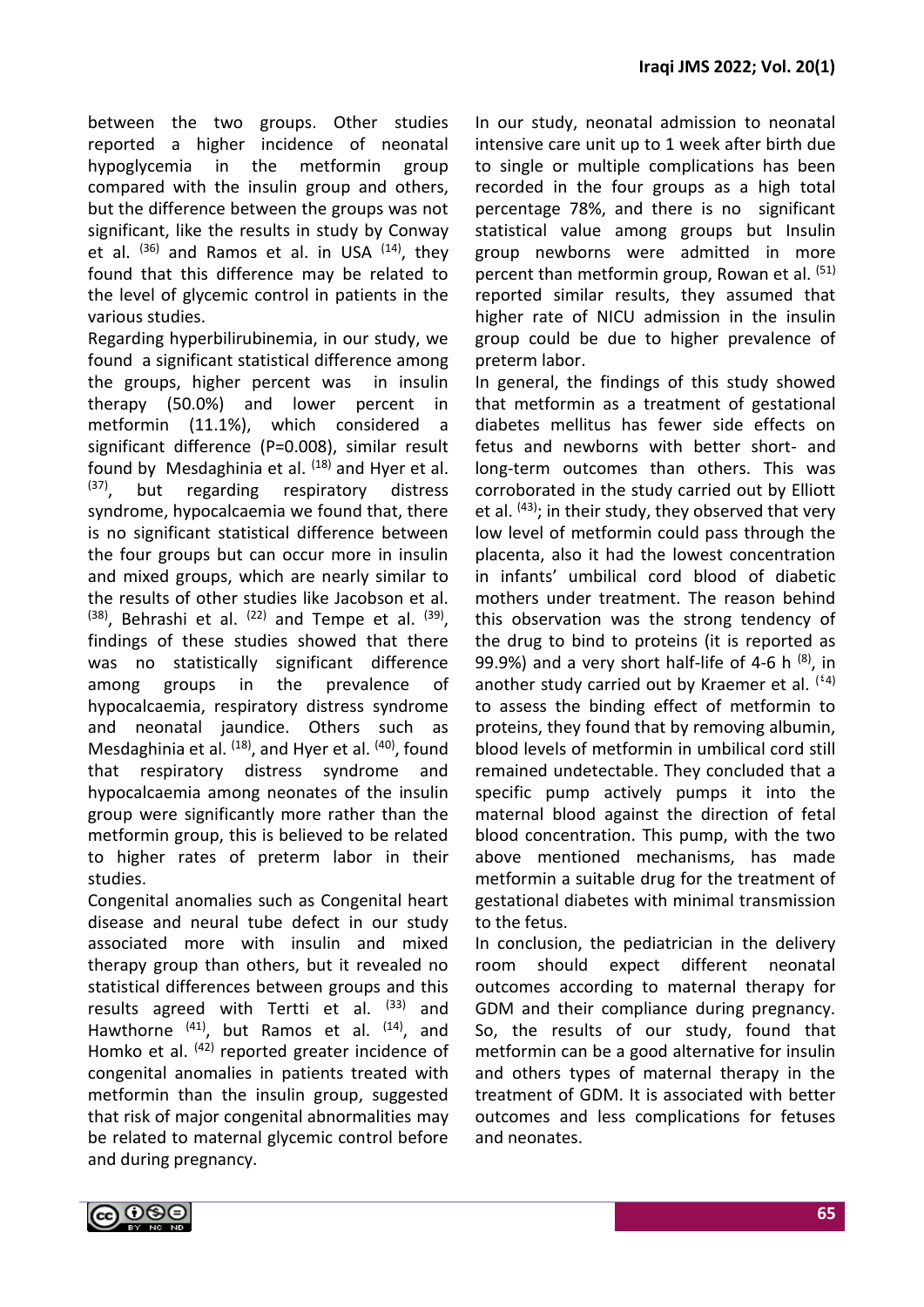between the two groups. Other studies reported a higher incidence of neonatal hypoglycemia in the metformin group compared with the insulin group and others, but the difference between the groups was not significant, like the results in study by Conway et al. [36] and Ramos et al. in USA [14], they found that this difference may be related to the level of glycemic control in patients in the various studies.

Regarding hyperbilirubinemia, in our study, we found a significant statistical difference among the groups, higher percent was in insulin therapy (50.0%) and lower percent in metformin (11.1%), which considered a significant difference (P=0.008), similar result found by Mesdaghinia et al. [18] and Hyer et al. [37], but regarding respiratory distress syndrome, hypocalcaemia we found that, there is no significant statistical difference between the four groups but can occur more in insulin and mixed groups, which are nearly similar to the results of other studies like Jacobson et al. [38], Behrashi et al. [22] and Tempe et al. [39], findings of these studies showed that there was no statistically significant difference among groups in the prevalence of hypocalcaemia, respiratory distress syndrome and neonatal jaundice. Others such as Mesdaghinia et al. [18], and Hyer et al. [40], found that respiratory distress syndrome and hypocalcaemia among neonates of the insulin group were significantly more rather than the metformin group, this is believed to be related to higher rates of preterm labor in their studies.

Congenital anomalies such as Congenital heart disease and neural tube defect in our study associated more with insulin and mixed therapy group than others, but it revealed no statistical differences between groups and this results agreed with Tertti et al. [33] and Hawthorne [41], but Ramos et al. [14], and Homko et al. [42] reported greater incidence of congenital anomalies in patients treated with metformin than the insulin group, suggested that risk of major congenital abnormalities may be related to maternal glycemic control before and during pregnancy.

In our study, neonatal admission to neonatal intensive care unit up to 1 week after birth due to single or multiple complications has been recorded in the four groups as a high total percentage 78%, and there is no significant statistical value among groups but Insulin group newborns were admitted in more percent than metformin group, Rowan et al. [51] reported similar results, they assumed that higher rate of NICU admission in the insulin group could be due to higher prevalence of preterm labor.

In general, the findings of this study showed that metformin as a treatment of gestational diabetes mellitus has fewer side effects on fetus and newborns with better short- and long-term outcomes than others. This was corroborated in the study carried out by Elliott et al. [43]; in their study, they observed that very low level of metformin could pass through the placenta, also it had the lowest concentration in infants' umbilical cord blood of diabetic mothers under treatment. The reason behind this observation was the strong tendency of the drug to bind to proteins (it is reported as 99.9%) and a very short half-life of 4-6 h [8], in another study carried out by Kraemer et al. [٤4] to assess the binding effect of metformin to proteins, they found that by removing albumin, blood levels of metformin in umbilical cord still remained undetectable. They concluded that a specific pump actively pumps it into the maternal blood against the direction of fetal blood concentration. This pump, with the two above mentioned mechanisms, has made metformin a suitable drug for the treatment of gestational diabetes with minimal transmission to the fetus.

In conclusion, the pediatrician in the delivery room should expect different neonatal outcomes according to maternal therapy for GDM and their compliance during pregnancy. So, the results of our study, found that metformin can be a good alternative for insulin and others types of maternal therapy in the treatment of GDM. It is associated with better outcomes and less complications for fetuses and neonates.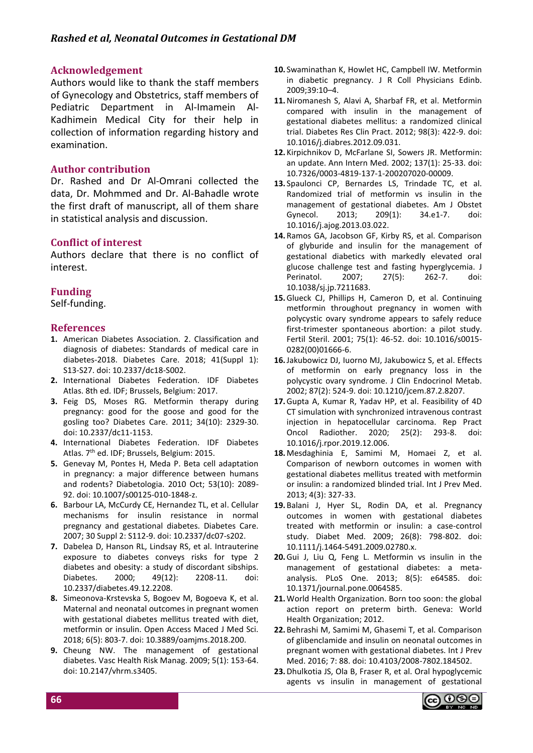## Acknowledgement

Authors would like to thank the staff members of Gynecology and Obstetrics, staff members of Pediatric Department in Al-Imamein Al-Kadhimein Medical City for their help in collection of information regarding history and examination.

## Author contribution

Dr. Rashed and Dr Al-Omrani collected the data, Dr. Mohmmed and Dr. Al-Bahadle wrote the first draft of manuscript, all of them share in statistical analysis and discussion.

## Conflict of interest

Authors declare that there is no conflict of interest.

## Funding

Self-funding.

## References

1. American Diabetes Association. 2. Classification and diagnosis of diabetes: Standards of medical care in diabetes-2018. Diabetes Care. 2018; 41(Suppl 1): S13-S27. doi: 10.2337/dc18-S002.
2. International Diabetes Federation. IDF Diabetes Atlas. 8th ed. IDF; Brussels, Belgium: 2017.
3. Feig DS, Moses RG. Metformin therapy during pregnancy: good for the goose and good for the gosling too? Diabetes Care. 2011; 34(10): 2329-30. doi: 10.2337/dc11-1153.
4. International Diabetes Federation. IDF Diabetes Atlas. 7th ed. IDF; Brussels, Belgium: 2015.
5. Genevay M, Pontes H, Meda P. Beta cell adaptation in pregnancy: a major difference between humans and rodents? Diabetologia. 2010 Oct; 53(10): 2089-92. doi: 10.1007/s00125-010-1848-z.
6. Barbour LA, McCurdy CE, Hernandez TL, et al. Cellular mechanisms for insulin resistance in normal pregnancy and gestational diabetes. Diabetes Care. 2007; 30 Suppl 2: S112-9. doi: 10.2337/dc07-s202.
7. Dabelea D, Hanson RL, Lindsay RS, et al. Intrauterine exposure to diabetes conveys risks for type 2 diabetes and obesity: a study of discordant sibships. Diabetes. 2000; 49(12): 2208-11. doi: 10.2337/diabetes.49.12.2208.
8. Simeonova-Krstevska S, Bogoev M, Bogoeva K, et al. Maternal and neonatal outcomes in pregnant women with gestational diabetes mellitus treated with diet, metformin or insulin. Open Access Maced J Med Sci. 2018; 6(5): 803-7. doi: 10.3889/oamjms.2018.200.
9. Cheung NW. The management of gestational diabetes. Vasc Health Risk Manag. 2009; 5(1): 153-64. doi: 10.2147/vhrm.s3405.
10. Swaminathan K, Howlet HC, Campbell IW. Metformin in diabetic pregnancy. J R Coll Physicians Edinb. 2009;39:10–4.
11. Niromanesh S, Alavi A, Sharbaf FR, et al. Metformin compared with insulin in the management of gestational diabetes mellitus: a randomized clinical trial. Diabetes Res Clin Pract. 2012; 98(3): 422-9. doi: 10.1016/j.diabres.2012.09.031.
12. Kirpichnikov D, McFarlane SI, Sowers JR. Metformin: an update. Ann Intern Med. 2002; 137(1): 25-33. doi: 10.7326/0003-4819-137-1-200207020-00009.
13. Spaulonci CP, Bernardes LS, Trindade TC, et al. Randomized trial of metformin vs insulin in the management of gestational diabetes. Am J Obstet Gynecol. 2013; 209(1): 34.e1-7. doi: 10.1016/j.ajog.2013.03.022.
14. Ramos GA, Jacobson GF, Kirby RS, et al. Comparison of glyburide and insulin for the management of gestational diabetics with markedly elevated oral glucose challenge test and fasting hyperglycemia. J Perinatol. 2007; 27(5): 262-7. doi: 10.1038/sj.jp.7211683.
15. Glueck CJ, Phillips H, Cameron D, et al. Continuing metformin throughout pregnancy in women with polycystic ovary syndrome appears to safely reduce first-trimester spontaneous abortion: a pilot study. Fertil Steril. 2001; 75(1): 46-52. doi: 10.1016/s0015-0282(00)01666-6.
16. Jakubowicz DJ, Iuorno MJ, Jakubowicz S, et al. Effects of metformin on early pregnancy loss in the polycystic ovary syndrome. J Clin Endocrinol Metab. 2002; 87(2): 524-9. doi: 10.1210/jcem.87.2.8207.
17. Gupta A, Kumar R, Yadav HP, et al. Feasibility of 4D CT simulation with synchronized intravenous contrast injection in hepatocellular carcinoma. Rep Pract Oncol Radiother. 2020; 25(2): 293-8. doi: 10.1016/j.rpor.2019.12.006.
18. Mesdaghinia E, Samimi M, Homaei Z, et al. Comparison of newborn outcomes in women with gestational diabetes mellitus treated with metformin or insulin: a randomized blinded trial. Int J Prev Med. 2013; 4(3): 327-33.
19. Balani J, Hyer SL, Rodin DA, et al. Pregnancy outcomes in women with gestational diabetes treated with metformin or insulin: a case-control study. Diabet Med. 2009; 26(8): 798-802. doi: 10.1111/j.1464-5491.2009.02780.x.
20. Gui J, Liu Q, Feng L. Metformin vs insulin in the management of gestational diabetes: a meta-analysis. PLoS One. 2013; 8(5): e64585. doi: 10.1371/journal.pone.0064585.
21. World Health Organization. Born too soon: the global action report on preterm birth. Geneva: World Health Organization; 2012.
22. Behrashi M, Samimi M, Ghasemi T, et al. Comparison of glibenclamide and insulin on neonatal outcomes in pregnant women with gestational diabetes. Int J Prev Med. 2016; 7: 88. doi: 10.4103/2008-7802.184502.
23. Dhulkotia JS, Ola B, Fraser R, et al. Oral hypoglycemic agents vs insulin in management of gestational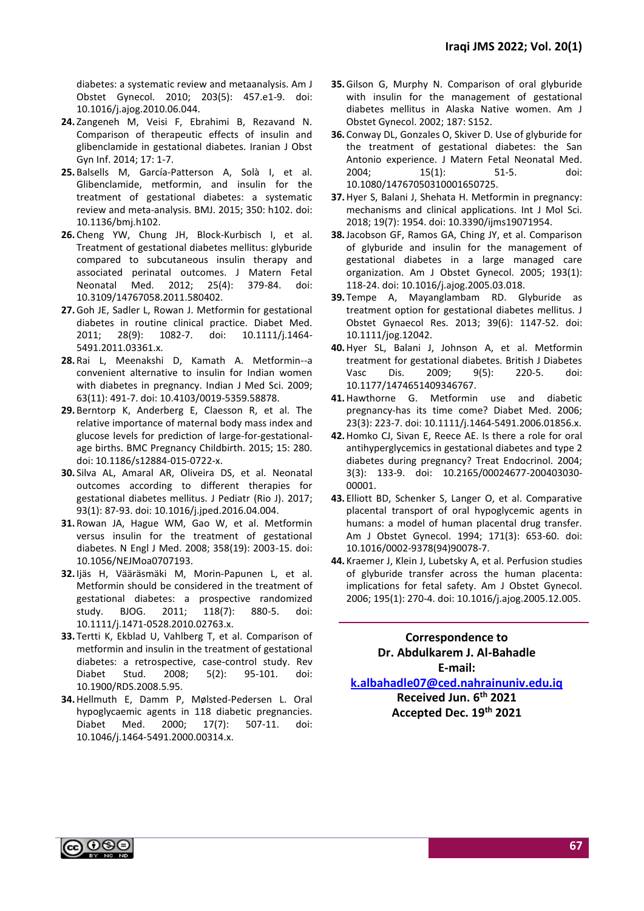diabetes: a systematic review and metaanalysis. Am J Obstet Gynecol. 2010; 203(5): 457.e1-9. doi: 10.1016/j.ajog.2010.06.044.

24. Zangeneh M, Veisi F, Ebrahimi B, Rezavand N. Comparison of therapeutic effects of insulin and glibenclamide in gestational diabetes. Iranian J Obst Gyn Inf. 2014; 17: 1-7.

25. Balsells M, García-Patterson A, Solà I, et al. Glibenclamide, metformin, and insulin for the treatment of gestational diabetes: a systematic review and meta-analysis. BMJ. 2015; 350: h102. doi: 10.1136/bmj.h102.

26. Cheng YW, Chung JH, Block-Kurbisch I, et al. Treatment of gestational diabetes mellitus: glyburide compared to subcutaneous insulin therapy and associated perinatal outcomes. J Matern Fetal Neonatal Med. 2012; 25(4): 379-84. doi: 10.3109/14767058.2011.580402.

27. Goh JE, Sadler L, Rowan J. Metformin for gestational diabetes in routine clinical practice. Diabet Med. 2011; 28(9): 1082-7. doi: 10.1111/j.1464-5491.2011.03361.x.

28. Rai L, Meenakshi D, Kamath A. Metformin--a convenient alternative to insulin for Indian women with diabetes in pregnancy. Indian J Med Sci. 2009; 63(11): 491-7. doi: 10.4103/0019-5359.58878.

29. Berntorp K, Anderberg E, Claesson R, et al. The relative importance of maternal body mass index and glucose levels for prediction of large-for-gestational-age births. BMC Pregnancy Childbirth. 2015; 15: 280. doi: 10.1186/s12884-015-0722-x.

30. Silva AL, Amaral AR, Oliveira DS, et al. Neonatal outcomes according to different therapies for gestational diabetes mellitus. J Pediatr (Rio J). 2017; 93(1): 87-93. doi: 10.1016/j.jped.2016.04.004.

31. Rowan JA, Hague WM, Gao W, et al. Metformin versus insulin for the treatment of gestational diabetes. N Engl J Med. 2008; 358(19): 2003-15. doi: 10.1056/NEJMoa0707193.

32. Ijäs H, Vääräsmäki M, Morin-Papunen L, et al. Metformin should be considered in the treatment of gestational diabetes: a prospective randomized study. BJOG. 2011; 118(7): 880-5. doi: 10.1111/j.1471-0528.2010.02763.x.

33. Tertti K, Ekblad U, Vahlberg T, et al. Comparison of metformin and insulin in the treatment of gestational diabetes: a retrospective, case-control study. Rev Diabet Stud. 2008; 5(2): 95-101. doi: 10.1900/RDS.2008.5.95.

34. Hellmuth E, Damm P, Mølsted-Pedersen L. Oral hypoglycaemic agents in 118 diabetic pregnancies. Diabet Med. 2000; 17(7): 507-11. doi: 10.1046/j.1464-5491.2000.00314.x.

35. Gilson G, Murphy N. Comparison of oral glyburide with insulin for the management of gestational diabetes mellitus in Alaska Native women. Am J Obstet Gynecol. 2002; 187: S152.

36. Conway DL, Gonzales O, Skiver D. Use of glyburide for the treatment of gestational diabetes: the San Antonio experience. J Matern Fetal Neonatal Med. 2004; 15(1): 51-5. doi: 10.1080/14767050310001650725.

37. Hyer S, Balani J, Shehata H. Metformin in pregnancy: mechanisms and clinical applications. Int J Mol Sci. 2018; 19(7): 1954. doi: 10.3390/ijms19071954.

38. Jacobson GF, Ramos GA, Ching JY, et al. Comparison of glyburide and insulin for the management of gestational diabetes in a large managed care organization. Am J Obstet Gynecol. 2005; 193(1): 118-24. doi: 10.1016/j.ajog.2005.03.018.

39. Tempe A, Mayanglambam RD. Glyburide as treatment option for gestational diabetes mellitus. J Obstet Gynaecol Res. 2013; 39(6): 1147-52. doi: 10.1111/jog.12042.

40. Hyer SL, Balani J, Johnson A, et al. Metformin treatment for gestational diabetes. British J Diabetes Vasc Dis. 2009; 9(5): 220-5. doi: 10.1177/1474651409346767.

41. Hawthorne G. Metformin use and diabetic pregnancy-has its time come? Diabet Med. 2006; 23(3): 223-7. doi: 10.1111/j.1464-5491.2006.01856.x.

42. Homko CJ, Sivan E, Reece AE. Is there a role for oral antihyperglycemics in gestational diabetes and type 2 diabetes during pregnancy? Treat Endocrinol. 2004; 3(3): 133-9. doi: 10.2165/00024677-200403030-00001.

43. Elliott BD, Schenker S, Langer O, et al. Comparative placental transport of oral hypoglycemic agents in humans: a model of human placental drug transfer. Am J Obstet Gynecol. 1994; 171(3): 653-60. doi: 10.1016/0002-9378(94)90078-7.

44. Kraemer J, Klein J, Lubetsky A, et al. Perfusion studies of glyburide transfer across the human placenta: implications for fetal safety. Am J Obstet Gynecol. 2006; 195(1): 270-4. doi: 10.1016/j.ajog.2005.12.005.

**Correspondence to**
**Dr. Abdulkarem J. Al-Bahadle**
**E-mail:**
**k.albahadle07@ced.nahrainuniv.edu.iq**
**Received Jun. 6th 2021**
**Accepted Dec. 19th 2021**